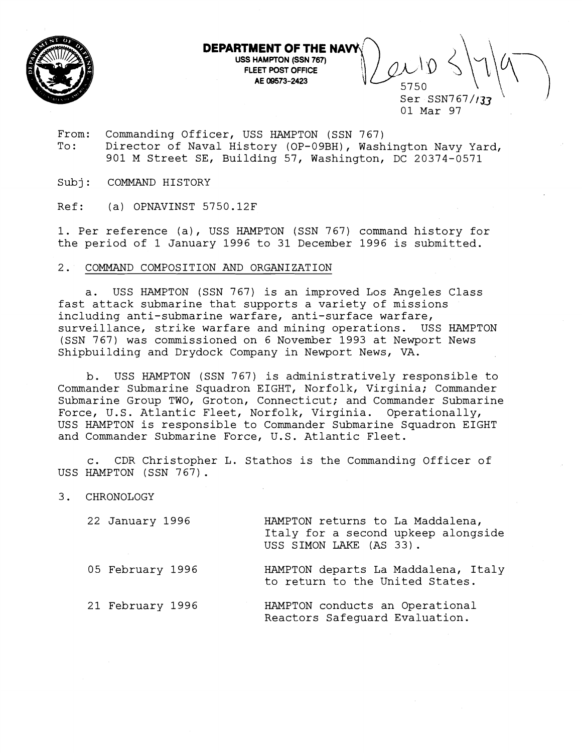**DEPARTMENT OF THE NAVY**
USS HAMPTON (SSN 767)
FLEET POST OFFICE
AE 09573-2423

5750
Ser SSN767/133
01 Mar 97

From: Commanding Officer, USS HAMPTON (SSN 767)
To: Director of Naval History (OP-09BH), Washington Navy Yard, 901 M Street SE, Building 57, Washington, DC 20374-0571

Subj: COMMAND HISTORY

Ref: (a) OPNAVINST 5750.12F

1. Per reference (a), USS HAMPTON (SSN 767) command history for the period of 1 January 1996 to 31 December 1996 is submitted.

2. COMMAND COMPOSITION AND ORGANIZATION

   a. USS HAMPTON (SSN 767) is an improved Los Angeles Class fast attack submarine that supports a variety of missions including anti-submarine warfare, anti-surface warfare, surveillance, strike warfare and mining operations. USS HAMPTON (SSN 767) was commissioned on 6 November 1993 at Newport News Shipbuilding and Drydock Company in Newport News, VA.

   b. USS HAMPTON (SSN 767) is administratively responsible to Commander Submarine Squadron EIGHT, Norfolk, Virginia; Commander Submarine Group TWO, Groton, Connecticut; and Commander Submarine Force, U.S. Atlantic Fleet, Norfolk, Virginia. Operationally, USS HAMPTON is responsible to Commander Submarine Squadron EIGHT and Commander Submarine Force, U.S. Atlantic Fleet.

   c. CDR Christopher L. Stathos is the Commanding Officer of USS HAMPTON (SSN 767).

3. CHRONOLOGY

| | |
|---|---|
| 22 January 1996 | HAMPTON returns to La Maddalena, Italy for a second upkeep alongside USS SIMON LAKE (AS 33). |
| 05 February 1996 | HAMPTON departs La Maddalena, Italy to return to the United States. |
| 21 February 1996 | HAMPTON conducts an Operational Reactors Safeguard Evaluation. |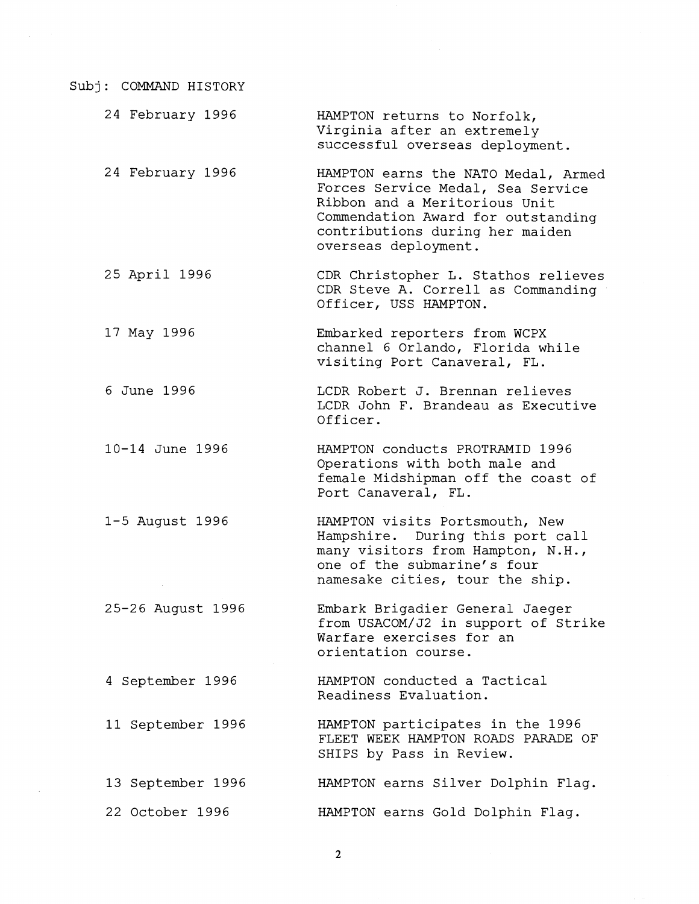Subj: COMMAND HISTORY

| | |
|---|---|
| 24 February 1996 | HAMPTON returns to Norfolk, Virginia after an extremely successful overseas deployment. |
| 24 February 1996 | HAMPTON earns the NATO Medal, Armed Forces Service Medal, Sea Service Ribbon and a Meritorious Unit Commendation Award for outstanding contributions during her maiden overseas deployment. |
| 25 April 1996 | CDR Christopher L. Stathos relieves CDR Steve A. Correll as Commanding Officer, USS HAMPTON. |
| 17 May 1996 | Embarked reporters from WCPX channel 6 Orlando, Florida while visiting Port Canaveral, FL. |
| 6 June 1996 | LCDR Robert J. Brennan relieves LCDR John F. Brandeau as Executive Officer. |
| 10-14 June 1996 | HAMPTON conducts PROTRAMID 1996 Operations with both male and female Midshipman off the coast of Port Canaveral, FL. |
| 1-5 August 1996 | HAMPTON visits Portsmouth, New Hampshire. During this port call many visitors from Hampton, N.H., one of the submarine's four namesake cities, tour the ship. |
| 25-26 August 1996 | Embark Brigadier General Jaeger from USACOM/J2 in support of Strike Warfare exercises for an orientation course. |
| 4 September 1996 | HAMPTON conducted a Tactical Readiness Evaluation. |
| 11 September 1996 | HAMPTON participates in the 1996 FLEET WEEK HAMPTON ROADS PARADE OF SHIPS by Pass in Review. |
| 13 September 1996 | HAMPTON earns Silver Dolphin Flag. |
| 22 October 1996 | HAMPTON earns Gold Dolphin Flag. |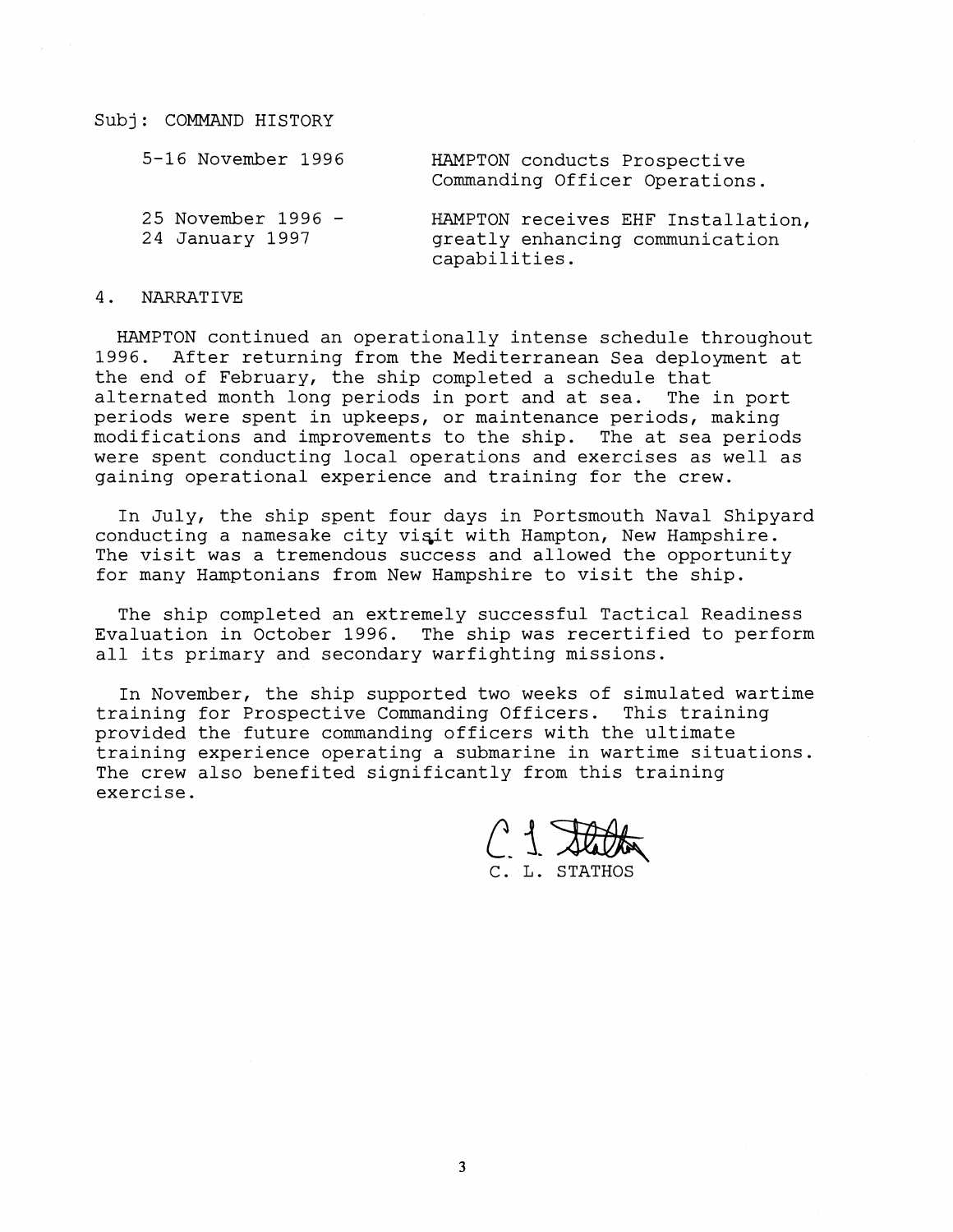Subj: COMMAND HISTORY

| | |
|---|---|
| 5-16 November 1996 | HAMPTON conducts Prospective Commanding Officer Operations. |
| 25 November 1996 - 24 January 1997 | HAMPTON receives EHF Installation, greatly enhancing communication capabilities. |

4. NARRATIVE

HAMPTON continued an operationally intense schedule throughout 1996. After returning from the Mediterranean Sea deployment at the end of February, the ship completed a schedule that alternated month long periods in port and at sea. The in port periods were spent in upkeeps, or maintenance periods, making modifications and improvements to the ship. The at sea periods were spent conducting local operations and exercises as well as gaining operational experience and training for the crew.

In July, the ship spent four days in Portsmouth Naval Shipyard conducting a namesake city visit with Hampton, New Hampshire. The visit was a tremendous success and allowed the opportunity for many Hamptonians from New Hampshire to visit the ship.

The ship completed an extremely successful Tactical Readiness Evaluation in October 1996. The ship was recertified to perform all its primary and secondary warfighting missions.

In November, the ship supported two weeks of simulated wartime training for Prospective Commanding Officers. This training provided the future commanding officers with the ultimate training experience operating a submarine in wartime situations. The crew also benefited significantly from this training exercise.

C. L. STATHOS